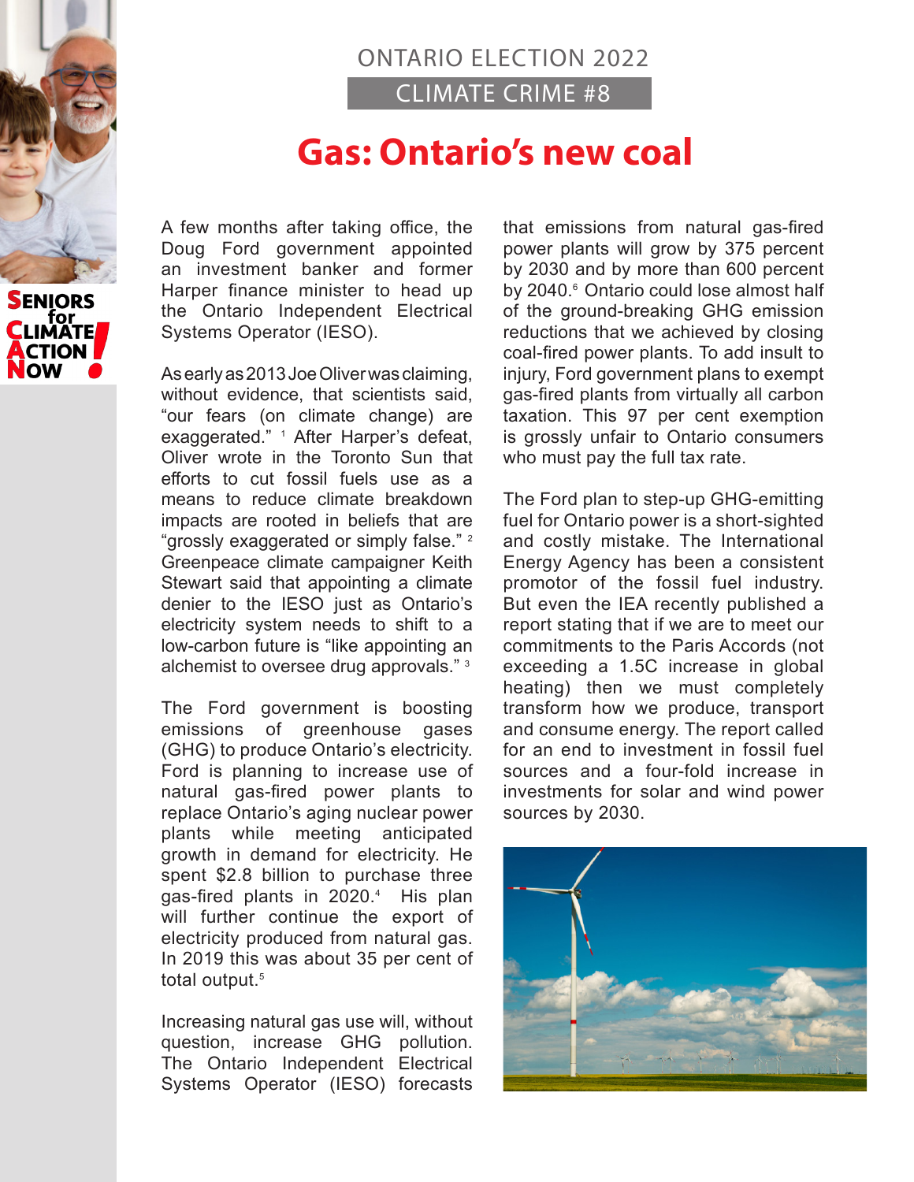ONTARIO ELECTION 2022

CLIMATE CRIME #8

# Gas: Ontario's new coal

A few months after taking office, the Doug Ford government appointed an investment banker and former Harper finance minister to head up the Ontario Independent Electrical Systems Operator (IESO).

As early as 2013 Joe Oliver was claiming, without evidence, that scientists said, "our fears (on climate change) are exaggerated." [1] After Harper's defeat, Oliver wrote in the Toronto Sun that efforts to cut fossil fuels use as a means to reduce climate breakdown impacts are rooted in beliefs that are "grossly exaggerated or simply false." [2] Greenpeace climate campaigner Keith Stewart said that appointing a climate denier to the IESO just as Ontario's electricity system needs to shift to a low-carbon future is "like appointing an alchemist to oversee drug approvals." [3]

The Ford government is boosting emissions of greenhouse gases (GHG) to produce Ontario's electricity. Ford is planning to increase use of natural gas-fired power plants to replace Ontario's aging nuclear power plants while meeting anticipated growth in demand for electricity. He spent $2.8 billion to purchase three gas-fired plants in 2020.[4] His plan will further continue the export of electricity produced from natural gas. In 2019 this was about 35 per cent of total output.[5]

Increasing natural gas use will, without question, increase GHG pollution. The Ontario Independent Electrical Systems Operator (IESO) forecasts that emissions from natural gas-fired power plants will grow by 375 percent by 2030 and by more than 600 percent by 2040.[6] Ontario could lose almost half of the ground-breaking GHG emission reductions that we achieved by closing coal-fired power plants. To add insult to injury, Ford government plans to exempt gas-fired plants from virtually all carbon taxation. This 97 per cent exemption is grossly unfair to Ontario consumers who must pay the full tax rate.

The Ford plan to step-up GHG-emitting fuel for Ontario power is a short-sighted and costly mistake. The International Energy Agency has been a consistent promotor of the fossil fuel industry. But even the IEA recently published a report stating that if we are to meet our commitments to the Paris Accords (not exceeding a 1.5C increase in global heating) then we must completely transform how we produce, transport and consume energy. The report called for an end to investment in fossil fuel sources and a four-fold increase in investments for solar and wind power sources by 2030.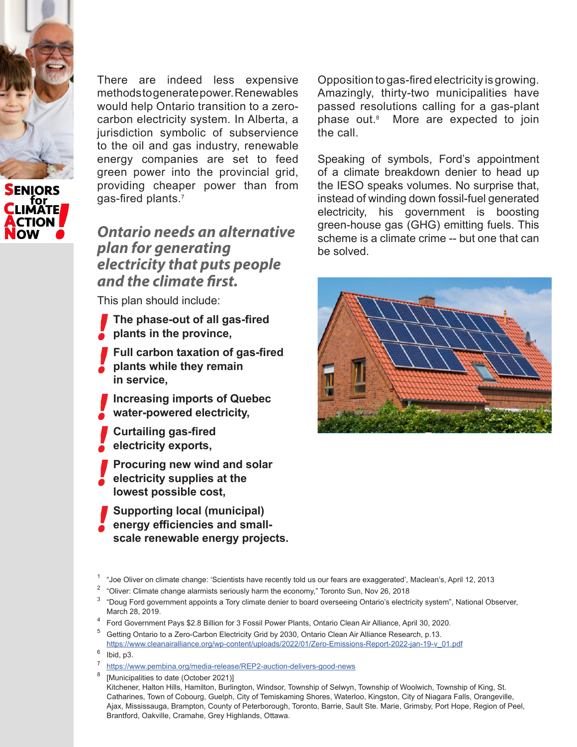There are indeed less expensive methods to generate power. Renewables would help Ontario transition to a zero-carbon electricity system. In Alberta, a jurisdiction symbolic of subservience to the oil and gas industry, renewable energy companies are set to feed green power into the provincial grid, providing cheaper power than from gas-fired plants.[7]

## *Ontario needs an alternative plan for generating electricity that puts people and the climate first.*

This plan should include:

- **The phase-out of all gas-fired plants in the province,**
- **Full carbon taxation of gas-fired plants while they remain in service,**
- **Increasing imports of Quebec water-powered electricity,**
- **Curtailing gas-fired electricity exports,**
- **Procuring new wind and solar electricity supplies at the lowest possible cost,**
- **Supporting local (municipal) energy efficiencies and small-scale renewable energy projects.**

Opposition to gas-fired electricity is growing. Amazingly, thirty-two municipalities have passed resolutions calling for a gas-plant phase out.[8] More are expected to join the call.

Speaking of symbols, Ford's appointment of a climate breakdown denier to head up the IESO speaks volumes. No surprise that, instead of winding down fossil-fuel generated electricity, his government is boosting green-house gas (GHG) emitting fuels. This scheme is a climate crime -- but one that can be solved.

---

1. "Joe Oliver on climate change: 'Scientists have recently told us our fears are exaggerated', Maclean's, April 12, 2013
2. "Oliver: Climate change alarmists seriously harm the economy," Toronto Sun, Nov 26, 2018
3. "Doug Ford government appoints a Tory climate denier to board overseeing Ontario's electricity system", National Observer, March 28, 2019.
4. Ford Government Pays $2.8 Billion for 3 Fossil Power Plants, Ontario Clean Air Alliance, April 30, 2020.
5. Getting Ontario to a Zero-Carbon Electricity Grid by 2030, Ontario Clean Air Alliance Research, p.13. https://www.cleanairalliance.org/wp-content/uploads/2022/01/Zero-Emissions-Report-2022-jan-19-v_01.pdf
6. Ibid, p3.
7. https://www.pembina.org/media-release/REP2-auction-delivers-good-news
8. [Municipalities to date (October 2021)]
   Kitchener, Halton Hills, Hamilton, Burlington, Windsor, Township of Selwyn, Township of Woolwich, Township of King, St. Catharines, Town of Cobourg, Guelph, City of Temiskaming Shores, Waterloo, Kingston, City of Niagara Falls, Orangeville, Ajax, Mississauga, Brampton, County of Peterborough, Toronto, Barrie, Sault Ste. Marie, Grimsby, Port Hope, Region of Peel, Brantford, Oakville, Cramahe, Grey Highlands, Ottawa.